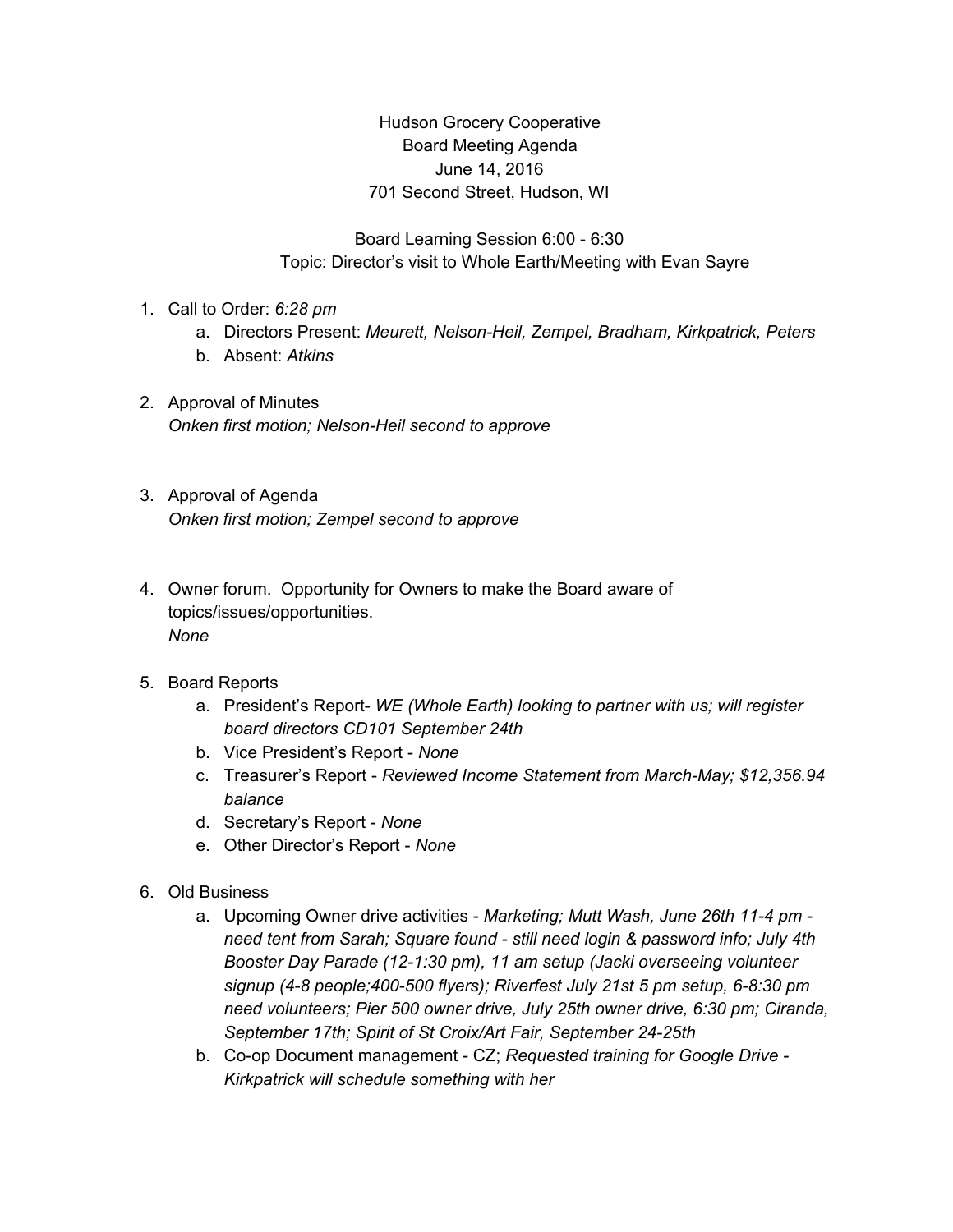# Hudson Grocery Cooperative
## Board Meeting Agenda
### June 14, 2016
### 701 Second Street, Hudson, WI

Board Learning Session 6:00 - 6:30
Topic: Director's visit to Whole Earth/Meeting with Evan Sayre

1. Call to Order: *6:28 pm*
   a. Directors Present: *Meurett, Nelson-Heil, Zempel, Bradham, Kirkpatrick, Peters*
   b. Absent: *Atkins*

2. Approval of Minutes
   *Onken first motion; Nelson-Heil second to approve*

3. Approval of Agenda
   *Onken first motion; Zempel second to approve*

4. Owner forum. Opportunity for Owners to make the Board aware of topics/issues/opportunities.
   *None*

5. Board Reports
   a. President's Report- *WE (Whole Earth) looking to partner with us; will register board directors CD101 September 24th*
   b. Vice President's Report - *None*
   c. Treasurer's Report - *Reviewed Income Statement from March-May; $12,356.94 balance*
   d. Secretary's Report - *None*
   e. Other Director's Report - *None*

6. Old Business
   a. Upcoming Owner drive activities - *Marketing; Mutt Wash, June 26th 11-4 pm - need tent from Sarah; Square found - still need login & password info; July 4th Booster Day Parade (12-1:30 pm), 11 am setup (Jacki overseeing volunteer signup (4-8 people;400-500 flyers); Riverfest July 21st 5 pm setup, 6-8:30 pm need volunteers; Pier 500 owner drive, July 25th owner drive, 6:30 pm; Ciranda, September 17th; Spirit of St Croix/Art Fair, September 24-25th*
   b. Co-op Document management - CZ; *Requested training for Google Drive - Kirkpatrick will schedule something with her*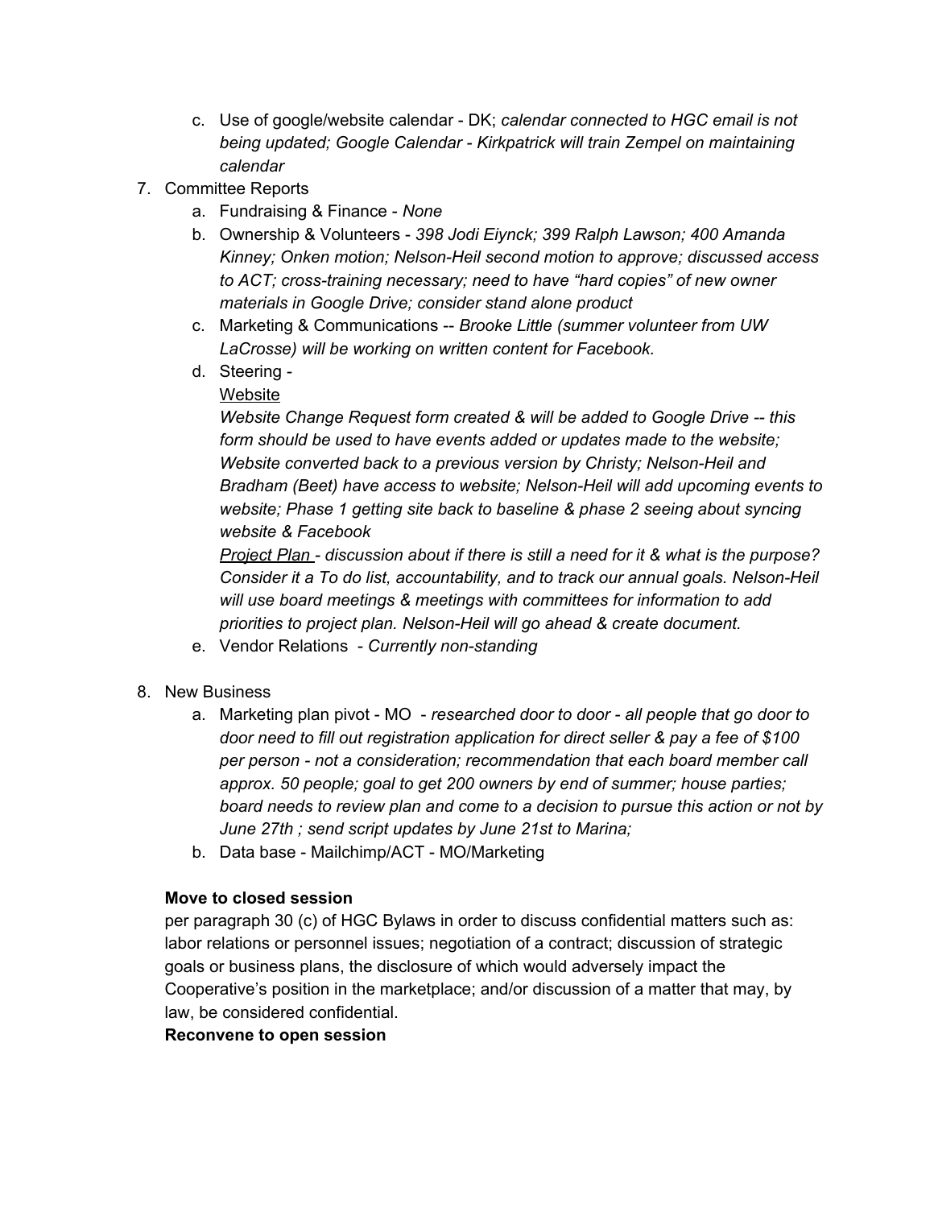c. Use of google/website calendar - DK; *calendar connected to HGC email is not being updated; Google Calendar - Kirkpatrick will train Zempel on maintaining calendar*

7. Committee Reports
   a. Fundraising & Finance - *None*
   b. Ownership & Volunteers - *398 Jodi Eiynck; 399 Ralph Lawson; 400 Amanda Kinney; Onken motion; Nelson-Heil second motion to approve; discussed access to ACT; cross-training necessary; need to have "hard copies" of new owner materials in Google Drive; consider stand alone product*
   c. Marketing & Communications -- *Brooke Little (summer volunteer from UW LaCrosse) will be working on written content for Facebook.*
   d. Steering -

      Website

      *Website Change Request form created & will be added to Google Drive -- this form should be used to have events added or updates made to the website; Website converted back to a previous version by Christy; Nelson-Heil and Bradham (Beet) have access to website; Nelson-Heil will add upcoming events to website; Phase 1 getting site back to baseline & phase 2 seeing about syncing website & Facebook*

      *Project Plan - discussion about if there is still a need for it & what is the purpose? Consider it a To do list, accountability, and to track our annual goals. Nelson-Heil will use board meetings & meetings with committees for information to add priorities to project plan. Nelson-Heil will go ahead & create document.*
   e. Vendor Relations - *Currently non-standing*

8. New Business
   a. Marketing plan pivot - MO - *researched door to door - all people that go door to door need to fill out registration application for direct seller & pay a fee of $100 per person - not a consideration; recommendation that each board member call approx. 50 people; goal to get 200 owners by end of summer; house parties; board needs to review plan and come to a decision to pursue this action or not by June 27th ; send script updates by June 21st to Marina;*
   b. Data base - Mailchimp/ACT - MO/Marketing

**Move to closed session**

per paragraph 30 (c) of HGC Bylaws in order to discuss confidential matters such as: labor relations or personnel issues; negotiation of a contract; discussion of strategic goals or business plans, the disclosure of which would adversely impact the Cooperative's position in the marketplace; and/or discussion of a matter that may, by law, be considered confidential.

**Reconvene to open session**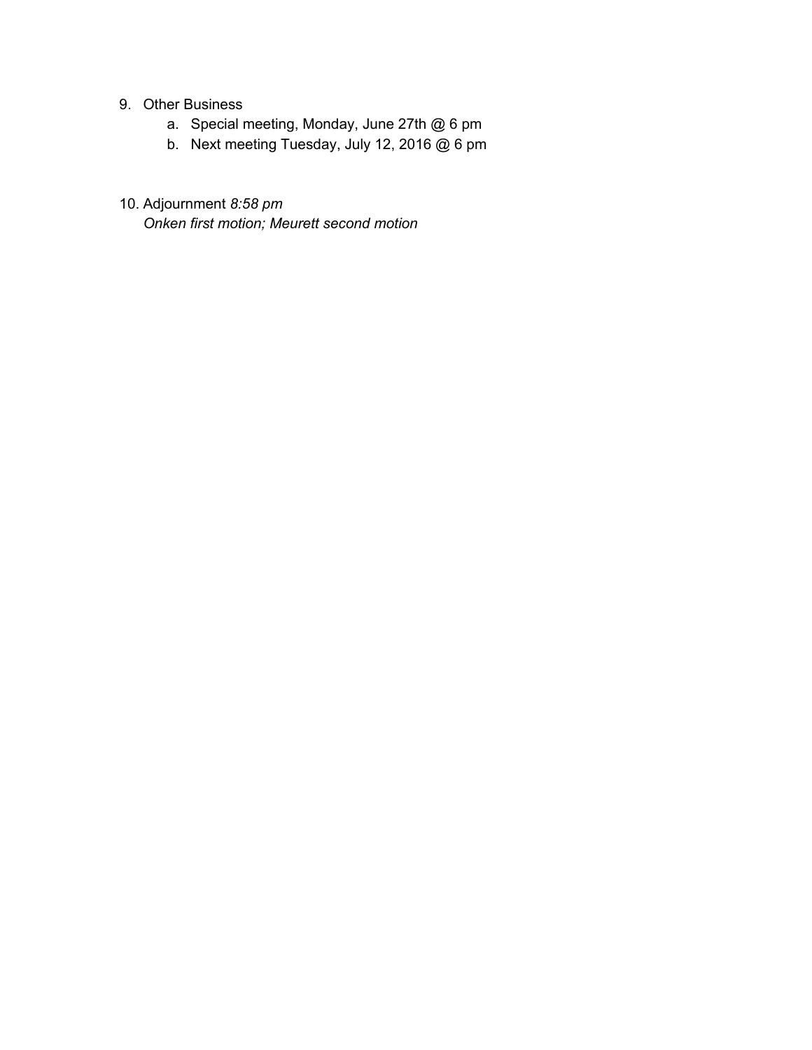9. Other Business
    a. Special meeting, Monday, June 27th @ 6 pm
    b. Next meeting Tuesday, July 12, 2016 @ 6 pm

10. Adjournment *8:58 pm*
    *Onken first motion; Meurett second motion*